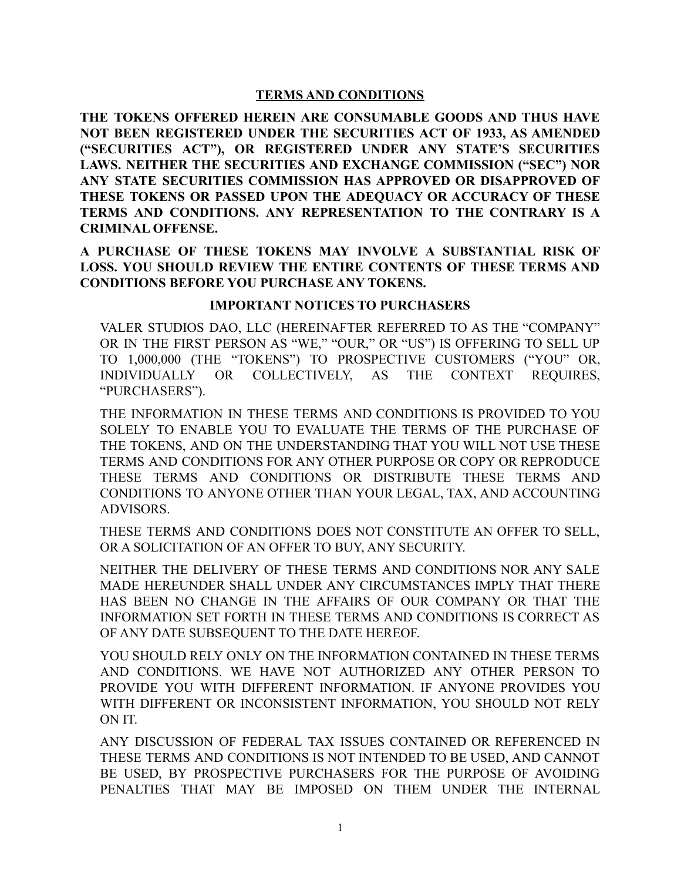# TERMS AND CONDITIONS

**THE TOKENS OFFERED HEREIN ARE CONSUMABLE GOODS AND THUS HAVE NOT BEEN REGISTERED UNDER THE SECURITIES ACT OF 1933, AS AMENDED ("SECURITIES ACT"), OR REGISTERED UNDER ANY STATE'S SECURITIES LAWS. NEITHER THE SECURITIES AND EXCHANGE COMMISSION ("SEC") NOR ANY STATE SECURITIES COMMISSION HAS APPROVED OR DISAPPROVED OF THESE TOKENS OR PASSED UPON THE ADEQUACY OR ACCURACY OF THESE TERMS AND CONDITIONS. ANY REPRESENTATION TO THE CONTRARY IS A CRIMINAL OFFENSE.**

**A PURCHASE OF THESE TOKENS MAY INVOLVE A SUBSTANTIAL RISK OF LOSS. YOU SHOULD REVIEW THE ENTIRE CONTENTS OF THESE TERMS AND CONDITIONS BEFORE YOU PURCHASE ANY TOKENS.**

## IMPORTANT NOTICES TO PURCHASERS

VALER STUDIOS DAO, LLC (HEREINAFTER REFERRED TO AS THE "COMPANY" OR IN THE FIRST PERSON AS "WE," "OUR," OR "US") IS OFFERING TO SELL UP TO 1,000,000 (THE "TOKENS") TO PROSPECTIVE CUSTOMERS ("YOU" OR, INDIVIDUALLY OR COLLECTIVELY, AS THE CONTEXT REQUIRES, "PURCHASERS").

THE INFORMATION IN THESE TERMS AND CONDITIONS IS PROVIDED TO YOU SOLELY TO ENABLE YOU TO EVALUATE THE TERMS OF THE PURCHASE OF THE TOKENS, AND ON THE UNDERSTANDING THAT YOU WILL NOT USE THESE TERMS AND CONDITIONS FOR ANY OTHER PURPOSE OR COPY OR REPRODUCE THESE TERMS AND CONDITIONS OR DISTRIBUTE THESE TERMS AND CONDITIONS TO ANYONE OTHER THAN YOUR LEGAL, TAX, AND ACCOUNTING ADVISORS.

THESE TERMS AND CONDITIONS DOES NOT CONSTITUTE AN OFFER TO SELL, OR A SOLICITATION OF AN OFFER TO BUY, ANY SECURITY.

NEITHER THE DELIVERY OF THESE TERMS AND CONDITIONS NOR ANY SALE MADE HEREUNDER SHALL UNDER ANY CIRCUMSTANCES IMPLY THAT THERE HAS BEEN NO CHANGE IN THE AFFAIRS OF OUR COMPANY OR THAT THE INFORMATION SET FORTH IN THESE TERMS AND CONDITIONS IS CORRECT AS OF ANY DATE SUBSEQUENT TO THE DATE HEREOF.

YOU SHOULD RELY ONLY ON THE INFORMATION CONTAINED IN THESE TERMS AND CONDITIONS. WE HAVE NOT AUTHORIZED ANY OTHER PERSON TO PROVIDE YOU WITH DIFFERENT INFORMATION. IF ANYONE PROVIDES YOU WITH DIFFERENT OR INCONSISTENT INFORMATION, YOU SHOULD NOT RELY ON IT.

ANY DISCUSSION OF FEDERAL TAX ISSUES CONTAINED OR REFERENCED IN THESE TERMS AND CONDITIONS IS NOT INTENDED TO BE USED, AND CANNOT BE USED, BY PROSPECTIVE PURCHASERS FOR THE PURPOSE OF AVOIDING PENALTIES THAT MAY BE IMPOSED ON THEM UNDER THE INTERNAL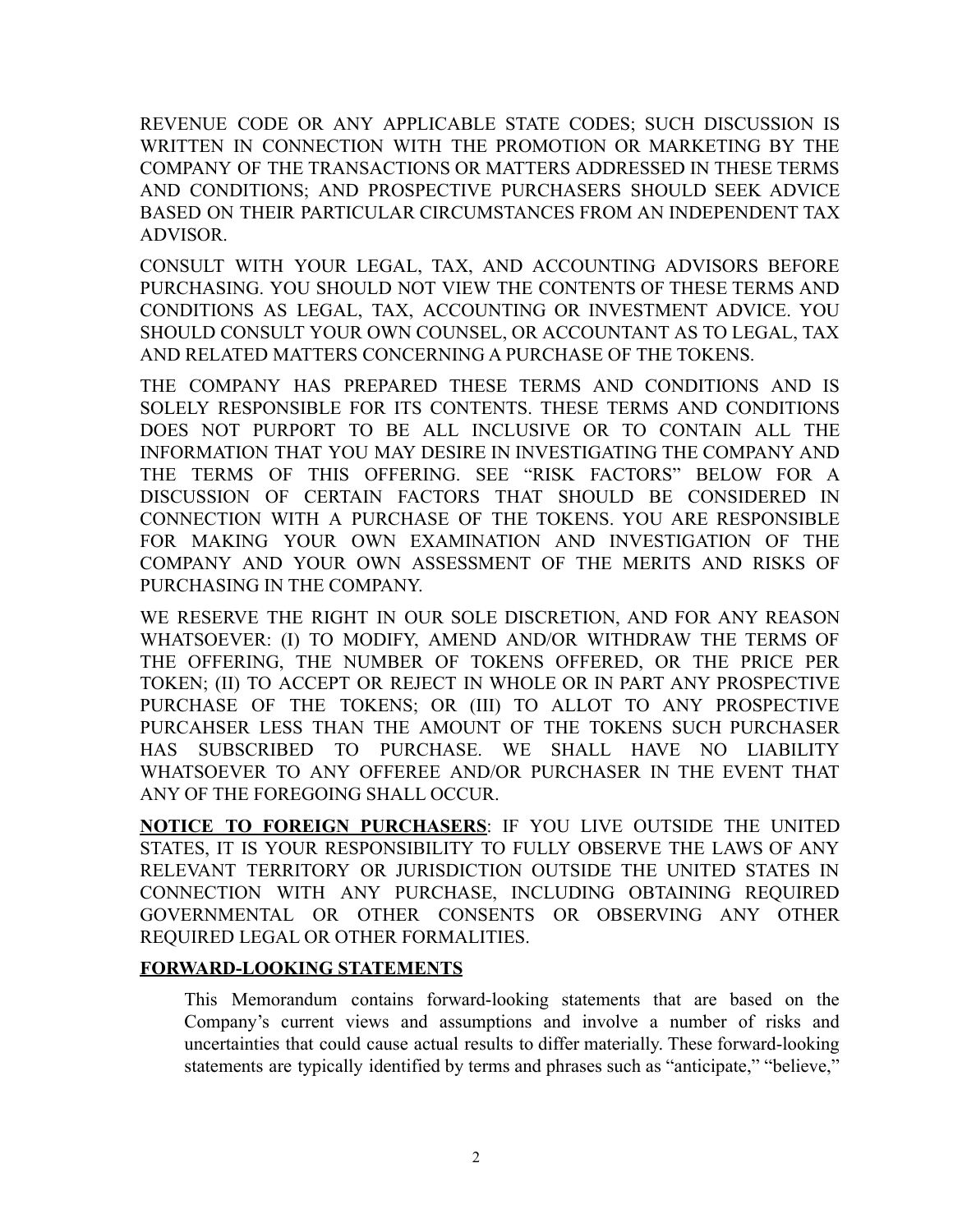REVENUE CODE OR ANY APPLICABLE STATE CODES; SUCH DISCUSSION IS WRITTEN IN CONNECTION WITH THE PROMOTION OR MARKETING BY THE COMPANY OF THE TRANSACTIONS OR MATTERS ADDRESSED IN THESE TERMS AND CONDITIONS; AND PROSPECTIVE PURCHASERS SHOULD SEEK ADVICE BASED ON THEIR PARTICULAR CIRCUMSTANCES FROM AN INDEPENDENT TAX ADVISOR.

CONSULT WITH YOUR LEGAL, TAX, AND ACCOUNTING ADVISORS BEFORE PURCHASING. YOU SHOULD NOT VIEW THE CONTENTS OF THESE TERMS AND CONDITIONS AS LEGAL, TAX, ACCOUNTING OR INVESTMENT ADVICE. YOU SHOULD CONSULT YOUR OWN COUNSEL, OR ACCOUNTANT AS TO LEGAL, TAX AND RELATED MATTERS CONCERNING A PURCHASE OF THE TOKENS.

THE COMPANY HAS PREPARED THESE TERMS AND CONDITIONS AND IS SOLELY RESPONSIBLE FOR ITS CONTENTS. THESE TERMS AND CONDITIONS DOES NOT PURPORT TO BE ALL INCLUSIVE OR TO CONTAIN ALL THE INFORMATION THAT YOU MAY DESIRE IN INVESTIGATING THE COMPANY AND THE TERMS OF THIS OFFERING. SEE "RISK FACTORS" BELOW FOR A DISCUSSION OF CERTAIN FACTORS THAT SHOULD BE CONSIDERED IN CONNECTION WITH A PURCHASE OF THE TOKENS. YOU ARE RESPONSIBLE FOR MAKING YOUR OWN EXAMINATION AND INVESTIGATION OF THE COMPANY AND YOUR OWN ASSESSMENT OF THE MERITS AND RISKS OF PURCHASING IN THE COMPANY.

WE RESERVE THE RIGHT IN OUR SOLE DISCRETION, AND FOR ANY REASON WHATSOEVER: (I) TO MODIFY, AMEND AND/OR WITHDRAW THE TERMS OF THE OFFERING, THE NUMBER OF TOKENS OFFERED, OR THE PRICE PER TOKEN; (II) TO ACCEPT OR REJECT IN WHOLE OR IN PART ANY PROSPECTIVE PURCHASE OF THE TOKENS; OR (III) TO ALLOT TO ANY PROSPECTIVE PURCAHSER LESS THAN THE AMOUNT OF THE TOKENS SUCH PURCHASER HAS SUBSCRIBED TO PURCHASE. WE SHALL HAVE NO LIABILITY WHATSOEVER TO ANY OFFEREE AND/OR PURCHASER IN THE EVENT THAT ANY OF THE FOREGOING SHALL OCCUR.

**NOTICE TO FOREIGN PURCHASERS**: IF YOU LIVE OUTSIDE THE UNITED STATES, IT IS YOUR RESPONSIBILITY TO FULLY OBSERVE THE LAWS OF ANY RELEVANT TERRITORY OR JURISDICTION OUTSIDE THE UNITED STATES IN CONNECTION WITH ANY PURCHASE, INCLUDING OBTAINING REQUIRED GOVERNMENTAL OR OTHER CONSENTS OR OBSERVING ANY OTHER REQUIRED LEGAL OR OTHER FORMALITIES.

**FORWARD-LOOKING STATEMENTS**

This Memorandum contains forward-looking statements that are based on the Company's current views and assumptions and involve a number of risks and uncertainties that could cause actual results to differ materially. These forward-looking statements are typically identified by terms and phrases such as "anticipate," "believe,"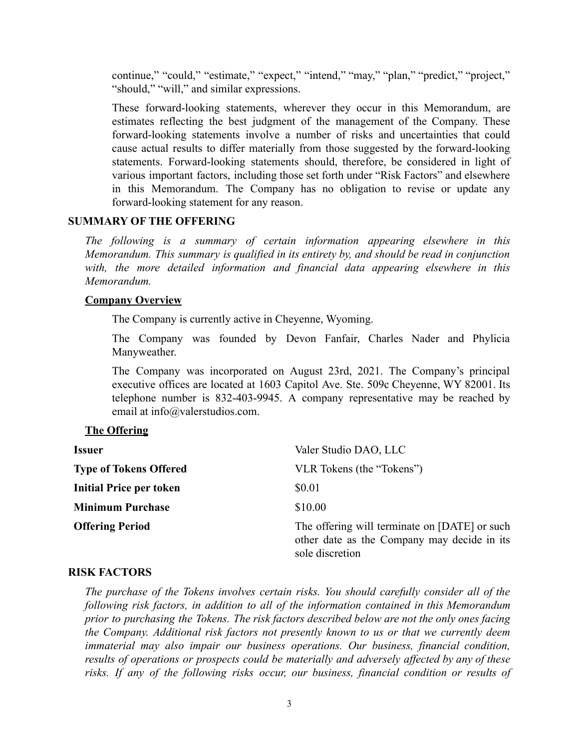continue," "could," "estimate," "expect," "intend," "may," "plan," "predict," "project," "should," "will," and similar expressions.

These forward-looking statements, wherever they occur in this Memorandum, are estimates reflecting the best judgment of the management of the Company. These forward-looking statements involve a number of risks and uncertainties that could cause actual results to differ materially from those suggested by the forward-looking statements. Forward-looking statements should, therefore, be considered in light of various important factors, including those set forth under "Risk Factors" and elsewhere in this Memorandum. The Company has no obligation to revise or update any forward-looking statement for any reason.

## SUMMARY OF THE OFFERING

*The following is a summary of certain information appearing elsewhere in this Memorandum. This summary is qualified in its entirety by, and should be read in conjunction with, the more detailed information and financial data appearing elsewhere in this Memorandum.*

### Company Overview

The Company is currently active in Cheyenne, Wyoming.

The Company was founded by Devon Fanfair, Charles Nader and Phylicia Manyweather.

The Company was incorporated on August 23rd, 2021. The Company's principal executive offices are located at 1603 Capitol Ave. Ste. 509c Cheyenne, WY 82001. Its telephone number is 832-403-9945. A company representative may be reached by email at info@valerstudios.com.

### The Offering

| | |
|---|---|
| **Issuer** | Valer Studio DAO, LLC |
| **Type of Tokens Offered** | VLR Tokens (the "Tokens") |
| **Initial Price per token** | $0.01 |
| **Minimum Purchase** | $10.00 |
| **Offering Period** | The offering will terminate on [DATE] or such other date as the Company may decide in its sole discretion |

## RISK FACTORS

*The purchase of the Tokens involves certain risks. You should carefully consider all of the following risk factors, in addition to all of the information contained in this Memorandum prior to purchasing the Tokens. The risk factors described below are not the only ones facing the Company. Additional risk factors not presently known to us or that we currently deem immaterial may also impair our business operations. Our business, financial condition, results of operations or prospects could be materially and adversely affected by any of these risks. If any of the following risks occur, our business, financial condition or results of*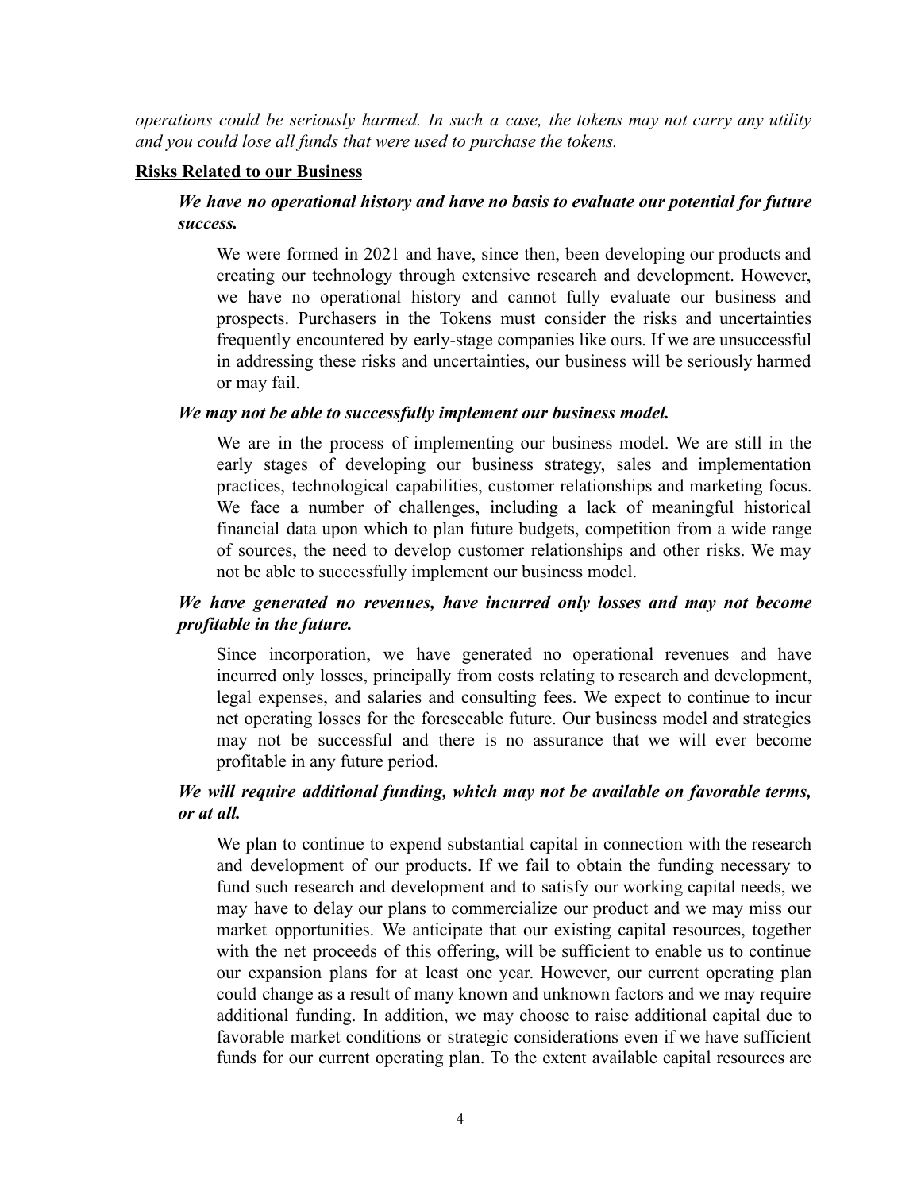*operations could be seriously harmed. In such a case, the tokens may not carry any utility and you could lose all funds that were used to purchase the tokens.*

**Risks Related to our Business**

***We have no operational history and have no basis to evaluate our potential for future success.***

We were formed in 2021 and have, since then, been developing our products and creating our technology through extensive research and development. However, we have no operational history and cannot fully evaluate our business and prospects. Purchasers in the Tokens must consider the risks and uncertainties frequently encountered by early-stage companies like ours. If we are unsuccessful in addressing these risks and uncertainties, our business will be seriously harmed or may fail.

***We may not be able to successfully implement our business model.***

We are in the process of implementing our business model. We are still in the early stages of developing our business strategy, sales and implementation practices, technological capabilities, customer relationships and marketing focus. We face a number of challenges, including a lack of meaningful historical financial data upon which to plan future budgets, competition from a wide range of sources, the need to develop customer relationships and other risks. We may not be able to successfully implement our business model.

***We have generated no revenues, have incurred only losses and may not become profitable in the future.***

Since incorporation, we have generated no operational revenues and have incurred only losses, principally from costs relating to research and development, legal expenses, and salaries and consulting fees. We expect to continue to incur net operating losses for the foreseeable future. Our business model and strategies may not be successful and there is no assurance that we will ever become profitable in any future period.

***We will require additional funding, which may not be available on favorable terms, or at all.***

We plan to continue to expend substantial capital in connection with the research and development of our products. If we fail to obtain the funding necessary to fund such research and development and to satisfy our working capital needs, we may have to delay our plans to commercialize our product and we may miss our market opportunities. We anticipate that our existing capital resources, together with the net proceeds of this offering, will be sufficient to enable us to continue our expansion plans for at least one year. However, our current operating plan could change as a result of many known and unknown factors and we may require additional funding. In addition, we may choose to raise additional capital due to favorable market conditions or strategic considerations even if we have sufficient funds for our current operating plan. To the extent available capital resources are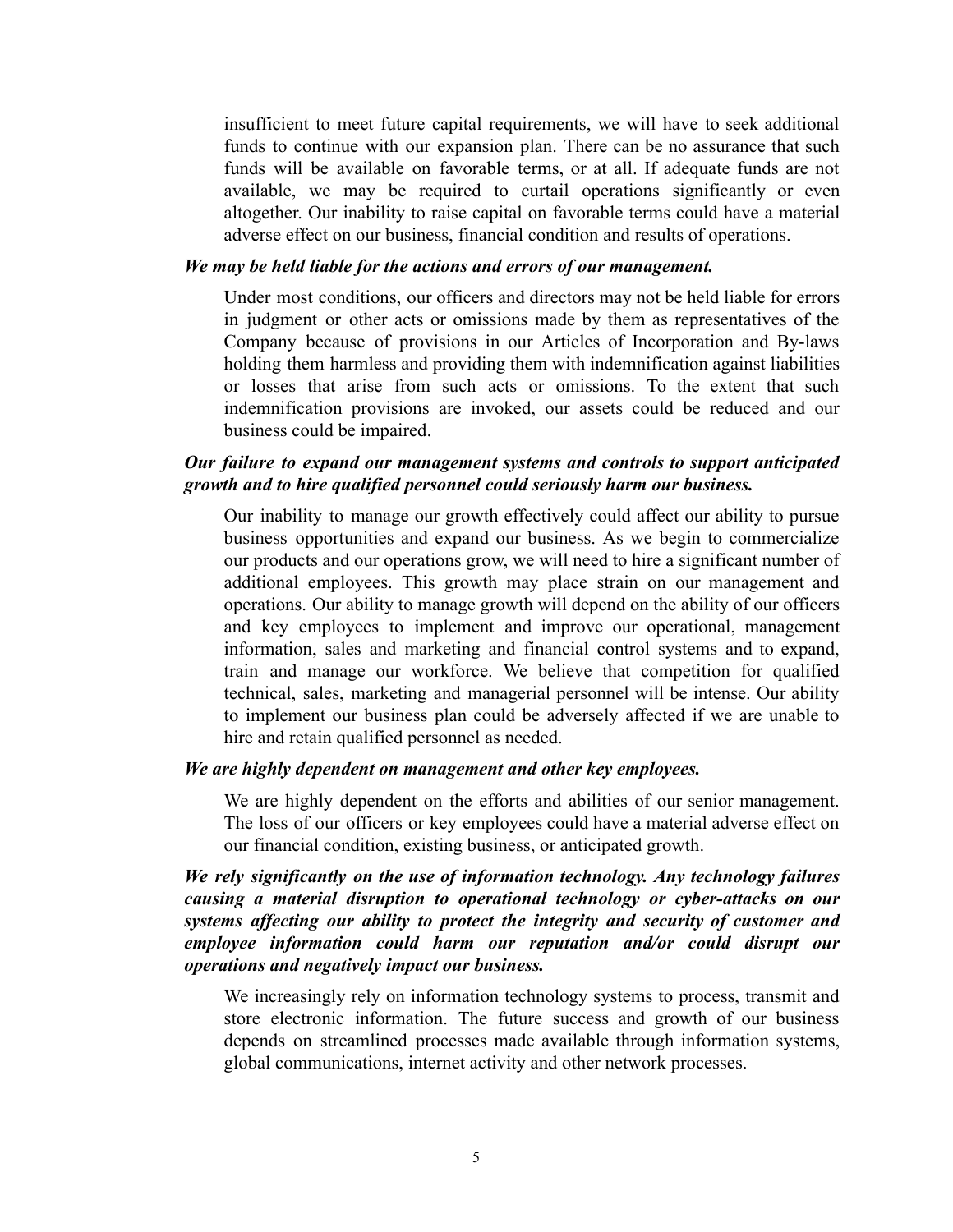insufficient to meet future capital requirements, we will have to seek additional funds to continue with our expansion plan. There can be no assurance that such funds will be available on favorable terms, or at all. If adequate funds are not available, we may be required to curtail operations significantly or even altogether. Our inability to raise capital on favorable terms could have a material adverse effect on our business, financial condition and results of operations.

***We may be held liable for the actions and errors of our management.***

Under most conditions, our officers and directors may not be held liable for errors in judgment or other acts or omissions made by them as representatives of the Company because of provisions in our Articles of Incorporation and By-laws holding them harmless and providing them with indemnification against liabilities or losses that arise from such acts or omissions. To the extent that such indemnification provisions are invoked, our assets could be reduced and our business could be impaired.

***Our failure to expand our management systems and controls to support anticipated growth and to hire qualified personnel could seriously harm our business.***

Our inability to manage our growth effectively could affect our ability to pursue business opportunities and expand our business. As we begin to commercialize our products and our operations grow, we will need to hire a significant number of additional employees. This growth may place strain on our management and operations. Our ability to manage growth will depend on the ability of our officers and key employees to implement and improve our operational, management information, sales and marketing and financial control systems and to expand, train and manage our workforce. We believe that competition for qualified technical, sales, marketing and managerial personnel will be intense. Our ability to implement our business plan could be adversely affected if we are unable to hire and retain qualified personnel as needed.

***We are highly dependent on management and other key employees.***

We are highly dependent on the efforts and abilities of our senior management. The loss of our officers or key employees could have a material adverse effect on our financial condition, existing business, or anticipated growth.

***We rely significantly on the use of information technology. Any technology failures causing a material disruption to operational technology or cyber-attacks on our systems affecting our ability to protect the integrity and security of customer and employee information could harm our reputation and/or could disrupt our operations and negatively impact our business.***

We increasingly rely on information technology systems to process, transmit and store electronic information. The future success and growth of our business depends on streamlined processes made available through information systems, global communications, internet activity and other network processes.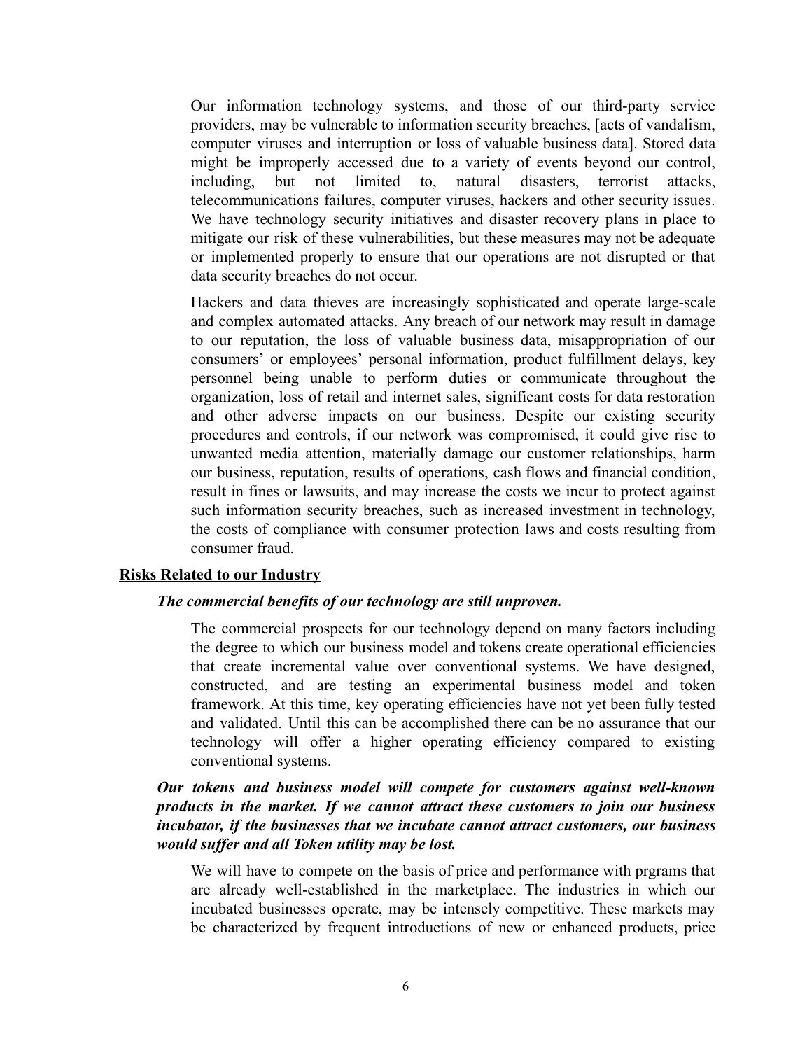Our information technology systems, and those of our third-party service providers, may be vulnerable to information security breaches, [acts of vandalism, computer viruses and interruption or loss of valuable business data]. Stored data might be improperly accessed due to a variety of events beyond our control, including, but not limited to, natural disasters, terrorist attacks, telecommunications failures, computer viruses, hackers and other security issues. We have technology security initiatives and disaster recovery plans in place to mitigate our risk of these vulnerabilities, but these measures may not be adequate or implemented properly to ensure that our operations are not disrupted or that data security breaches do not occur.

Hackers and data thieves are increasingly sophisticated and operate large-scale and complex automated attacks. Any breach of our network may result in damage to our reputation, the loss of valuable business data, misappropriation of our consumers' or employees' personal information, product fulfillment delays, key personnel being unable to perform duties or communicate throughout the organization, loss of retail and internet sales, significant costs for data restoration and other adverse impacts on our business. Despite our existing security procedures and controls, if our network was compromised, it could give rise to unwanted media attention, materially damage our customer relationships, harm our business, reputation, results of operations, cash flows and financial condition, result in fines or lawsuits, and may increase the costs we incur to protect against such information security breaches, such as increased investment in technology, the costs of compliance with consumer protection laws and costs resulting from consumer fraud.

## Risks Related to our Industry

***The commercial benefits of our technology are still unproven.***

The commercial prospects for our technology depend on many factors including the degree to which our business model and tokens create operational efficiencies that create incremental value over conventional systems. We have designed, constructed, and are testing an experimental business model and token framework. At this time, key operating efficiencies have not yet been fully tested and validated. Until this can be accomplished there can be no assurance that our technology will offer a higher operating efficiency compared to existing conventional systems.

***Our tokens and business model will compete for customers against well-known products in the market. If we cannot attract these customers to join our business incubator, if the businesses that we incubate cannot attract customers, our business would suffer and all Token utility may be lost.***

We will have to compete on the basis of price and performance with prgrams that are already well-established in the marketplace. The industries in which our incubated businesses operate, may be intensely competitive. These markets may be characterized by frequent introductions of new or enhanced products, price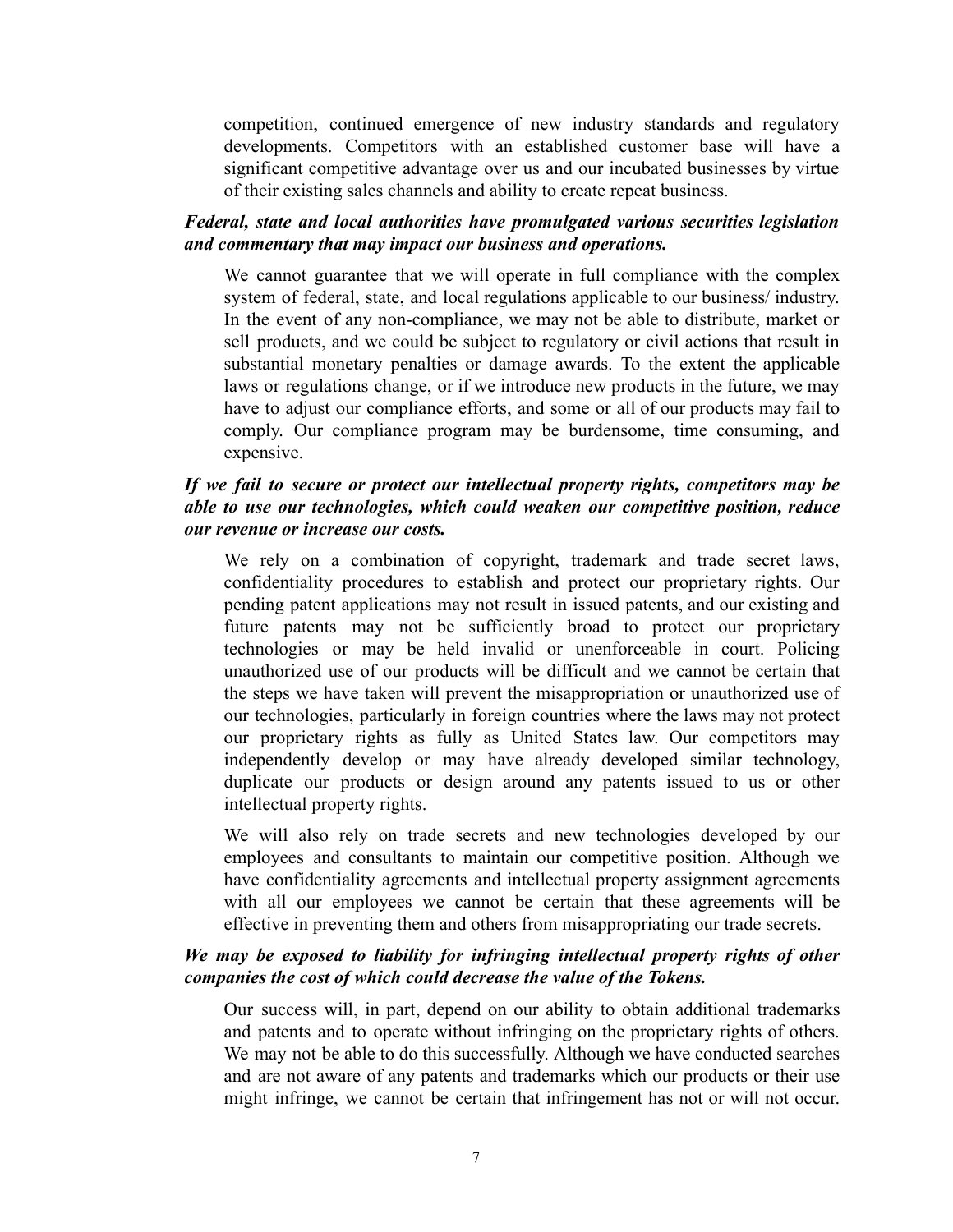competition, continued emergence of new industry standards and regulatory developments. Competitors with an established customer base will have a significant competitive advantage over us and our incubated businesses by virtue of their existing sales channels and ability to create repeat business.

***Federal, state and local authorities have promulgated various securities legislation and commentary that may impact our business and operations.***

We cannot guarantee that we will operate in full compliance with the complex system of federal, state, and local regulations applicable to our business/ industry. In the event of any non-compliance, we may not be able to distribute, market or sell products, and we could be subject to regulatory or civil actions that result in substantial monetary penalties or damage awards. To the extent the applicable laws or regulations change, or if we introduce new products in the future, we may have to adjust our compliance efforts, and some or all of our products may fail to comply. Our compliance program may be burdensome, time consuming, and expensive.

***If we fail to secure or protect our intellectual property rights, competitors may be able to use our technologies, which could weaken our competitive position, reduce our revenue or increase our costs.***

We rely on a combination of copyright, trademark and trade secret laws, confidentiality procedures to establish and protect our proprietary rights. Our pending patent applications may not result in issued patents, and our existing and future patents may not be sufficiently broad to protect our proprietary technologies or may be held invalid or unenforceable in court. Policing unauthorized use of our products will be difficult and we cannot be certain that the steps we have taken will prevent the misappropriation or unauthorized use of our technologies, particularly in foreign countries where the laws may not protect our proprietary rights as fully as United States law. Our competitors may independently develop or may have already developed similar technology, duplicate our products or design around any patents issued to us or other intellectual property rights.

We will also rely on trade secrets and new technologies developed by our employees and consultants to maintain our competitive position. Although we have confidentiality agreements and intellectual property assignment agreements with all our employees we cannot be certain that these agreements will be effective in preventing them and others from misappropriating our trade secrets.

***We may be exposed to liability for infringing intellectual property rights of other companies the cost of which could decrease the value of the Tokens.***

Our success will, in part, depend on our ability to obtain additional trademarks and patents and to operate without infringing on the proprietary rights of others. We may not be able to do this successfully. Although we have conducted searches and are not aware of any patents and trademarks which our products or their use might infringe, we cannot be certain that infringement has not or will not occur.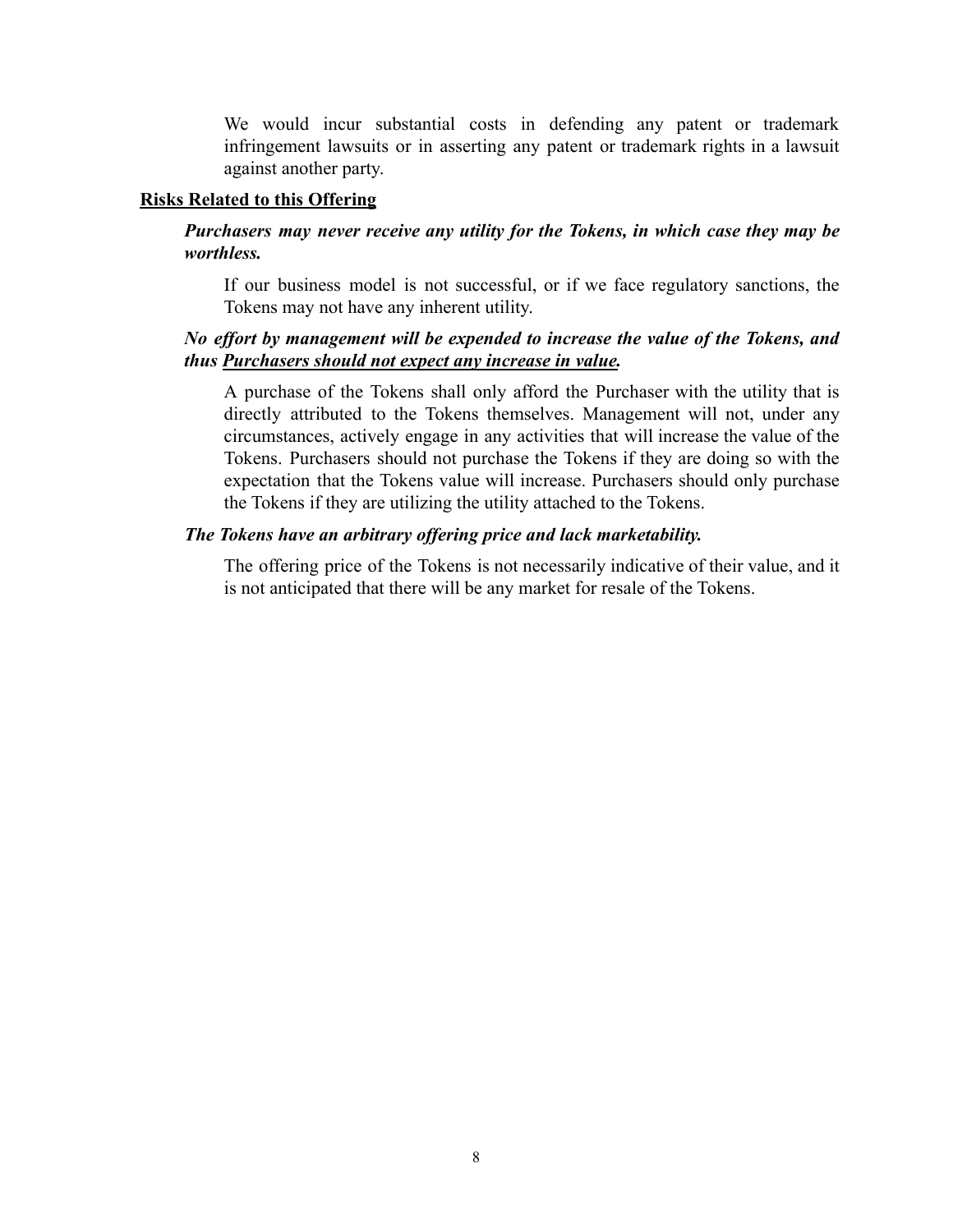We would incur substantial costs in defending any patent or trademark infringement lawsuits or in asserting any patent or trademark rights in a lawsuit against another party.

## Risks Related to this Offering

***Purchasers may never receive any utility for the Tokens, in which case they may be worthless.***

If our business model is not successful, or if we face regulatory sanctions, the Tokens may not have any inherent utility.

***No effort by management will be expended to increase the value of the Tokens, and thus <u>Purchasers should not expect any increase in value</u>.***

A purchase of the Tokens shall only afford the Purchaser with the utility that is directly attributed to the Tokens themselves. Management will not, under any circumstances, actively engage in any activities that will increase the value of the Tokens. Purchasers should not purchase the Tokens if they are doing so with the expectation that the Tokens value will increase. Purchasers should only purchase the Tokens if they are utilizing the utility attached to the Tokens.

***The Tokens have an arbitrary offering price and lack marketability.***

The offering price of the Tokens is not necessarily indicative of their value, and it is not anticipated that there will be any market for resale of the Tokens.